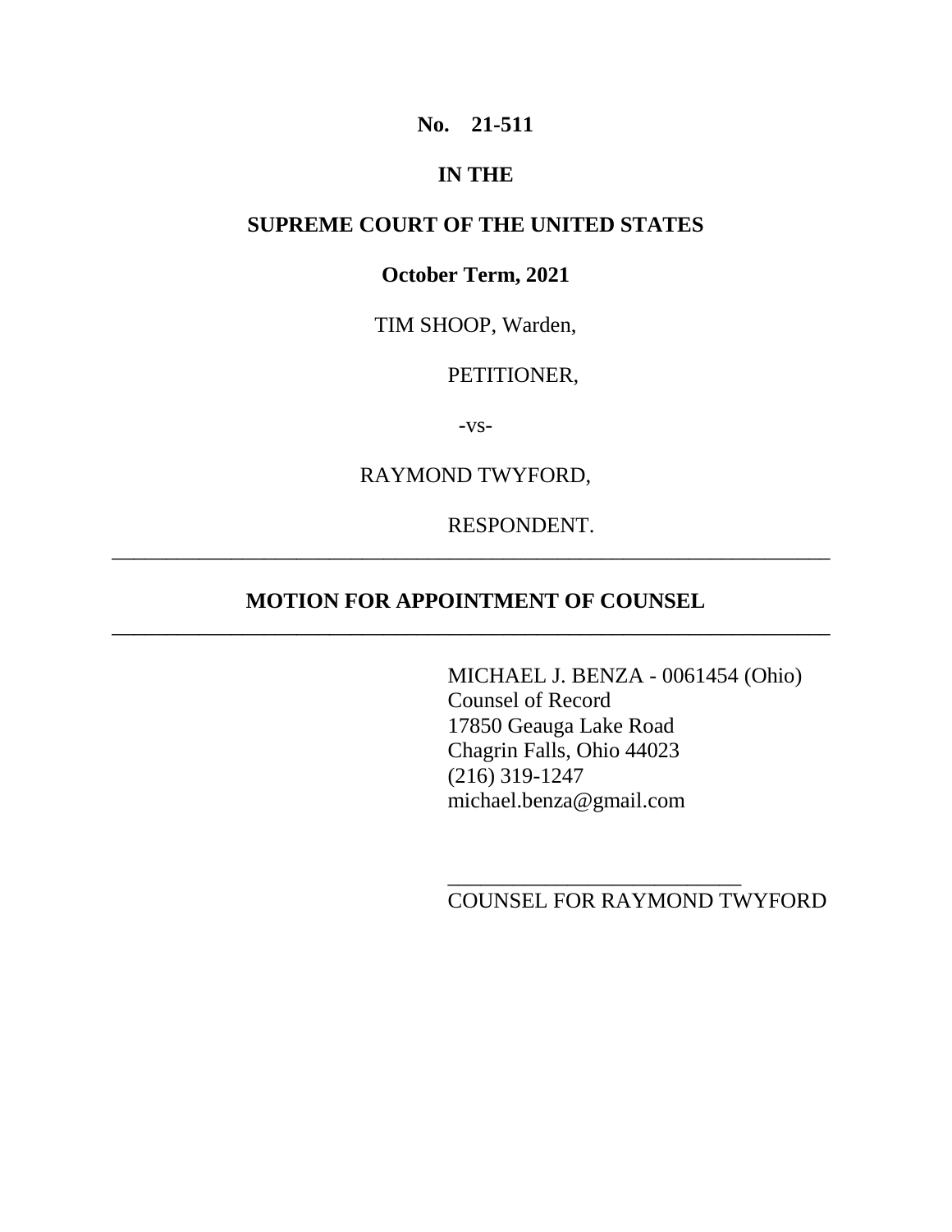**No. 21-511**

**IN THE**

**SUPREME COURT OF THE UNITED STATES**

**October Term, 2021**

TIM SHOOP, Warden,

PETITIONER,

-vs-

RAYMOND TWYFORD,

RESPONDENT.

---

**MOTION FOR APPOINTMENT OF COUNSEL**

---

MICHAEL J. BENZA - 0061454 (Ohio)
Counsel of Record
17850 Geauga Lake Road
Chagrin Falls, Ohio 44023
(216) 319-1247
michael.benza@gmail.com

___________________________
COUNSEL FOR RAYMOND TWYFORD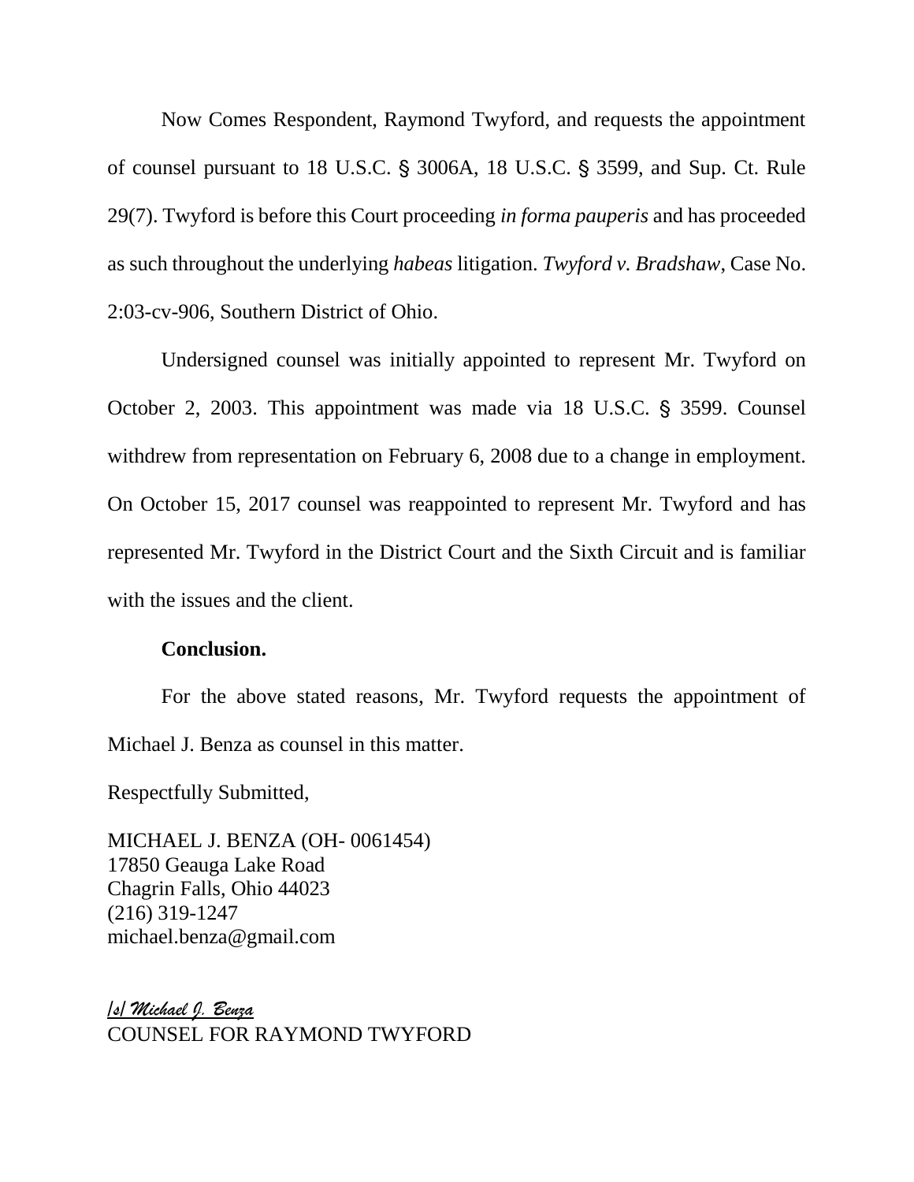Now Comes Respondent, Raymond Twyford, and requests the appointment of counsel pursuant to 18 U.S.C. § 3006A, 18 U.S.C. § 3599, and Sup. Ct. Rule 29(7). Twyford is before this Court proceeding *in forma pauperis* and has proceeded as such throughout the underlying *habeas* litigation. *Twyford v. Bradshaw*, Case No. 2:03-cv-906, Southern District of Ohio.

Undersigned counsel was initially appointed to represent Mr. Twyford on October 2, 2003. This appointment was made via 18 U.S.C. § 3599. Counsel withdrew from representation on February 6, 2008 due to a change in employment. On October 15, 2017 counsel was reappointed to represent Mr. Twyford and has represented Mr. Twyford in the District Court and the Sixth Circuit and is familiar with the issues and the client.

**Conclusion.**

For the above stated reasons, Mr. Twyford requests the appointment of Michael J. Benza as counsel in this matter.

Respectfully Submitted,

MICHAEL J. BENZA (OH- 0061454)
17850 Geauga Lake Road
Chagrin Falls, Ohio 44023
(216) 319-1247
michael.benza@gmail.com

*/s/ Michael J. Benza*
COUNSEL FOR RAYMOND TWYFORD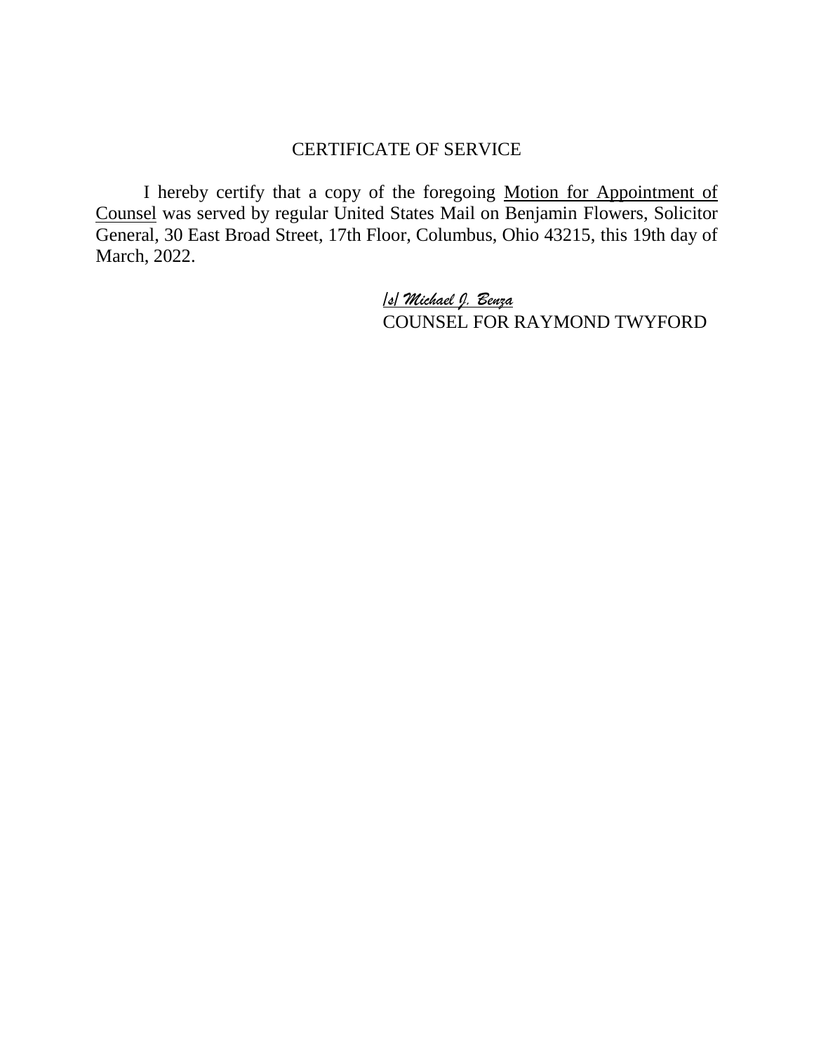## CERTIFICATE OF SERVICE

I hereby certify that a copy of the foregoing Motion for Appointment of Counsel was served by regular United States Mail on Benjamin Flowers, Solicitor General, 30 East Broad Street, 17th Floor, Columbus, Ohio 43215, this 19th day of March, 2022.

*/s/ Michael J. Benza*
COUNSEL FOR RAYMOND TWYFORD